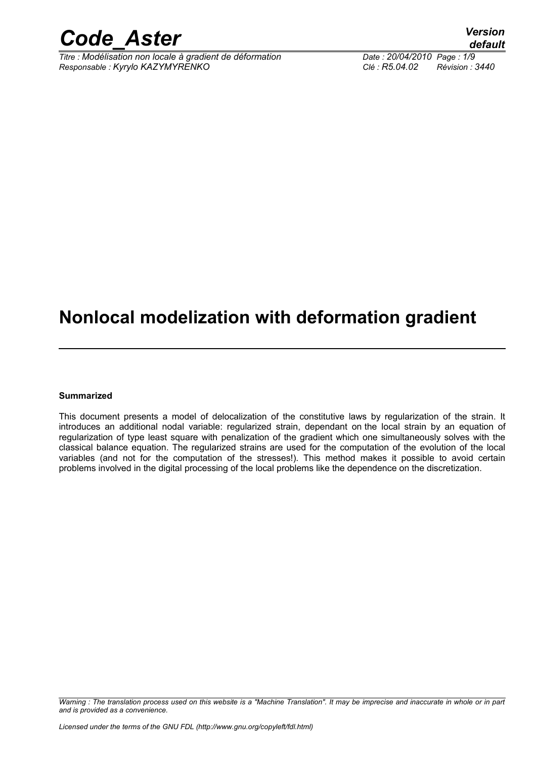# Nonlocal modelization with deformation gradient

**Summarized**

This document presents a model of delocalization of the constitutive laws by regularization of the strain. It introduces an additional nodal variable: regularized strain, dependant on the local strain by an equation of regularization of type least square with penalization of the gradient which one simultaneously solves with the classical balance equation. The regularized strains are used for the computation of the evolution of the local variables (and not for the computation of the stresses!). This method makes it possible to avoid certain problems involved in the digital processing of the local problems like the dependence on the discretization.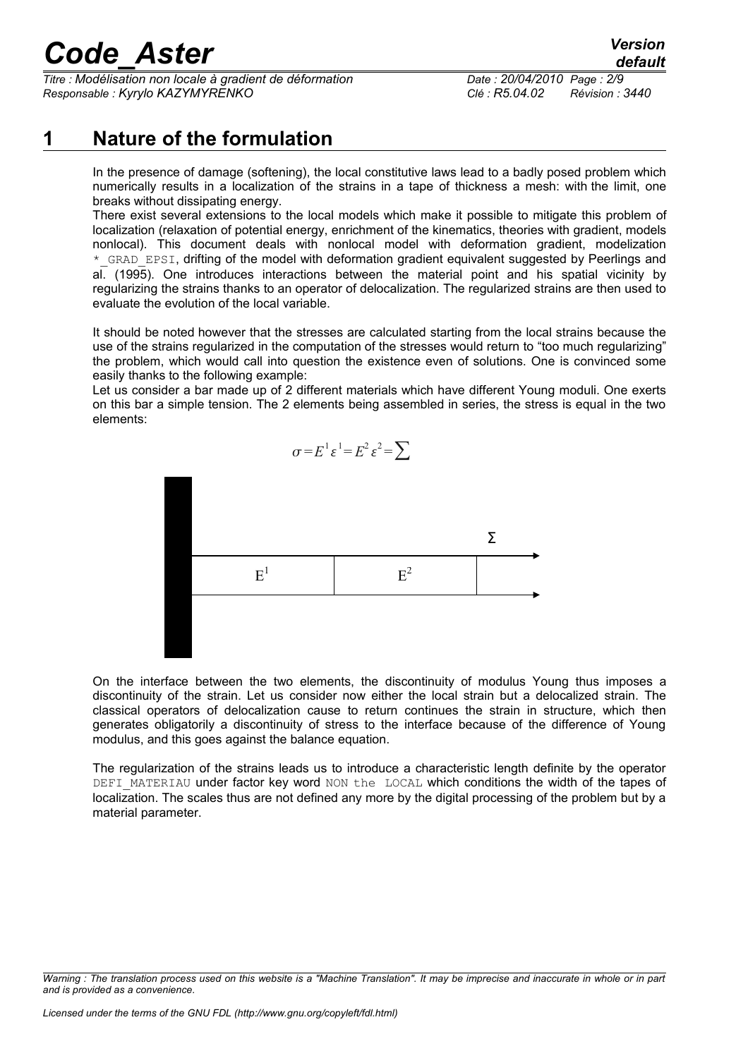# 1 Nature of the formulation

In the presence of damage (softening), the local constitutive laws lead to a badly posed problem which numerically results in a localization of the strains in a tape of thickness a mesh: with the limit, one breaks without dissipating energy.

There exist several extensions to the local models which make it possible to mitigate this problem of localization (relaxation of potential energy, enrichment of the kinematics, theories with gradient, models nonlocal). This document deals with nonlocal model with deformation gradient, modelization *_GRAD_EPSI, drifting of the model with deformation gradient equivalent suggested by Peerlings and al. (1995). One introduces interactions between the material point and his spatial vicinity by regularizing the strains thanks to an operator of delocalization. The regularized strains are then used to evaluate the evolution of the local variable.

It should be noted however that the stresses are calculated starting from the local strains because the use of the strains regularized in the computation of the stresses would return to "too much regularizing" the problem, which would call into question the existence even of solutions. One is convinced some easily thanks to the following example:

Let us consider a bar made up of 2 different materials which have different Young moduli. One exerts on this bar a simple tension. The 2 elements being assembled in series, the stress is equal in the two elements:

$$\sigma = E^1 \varepsilon^1 = E^2 \varepsilon^2 = \Sigma$$

On the interface between the two elements, the discontinuity of modulus Young thus imposes a discontinuity of the strain. Let us consider now either the local strain but a delocalized strain. The classical operators of delocalization cause to return continues the strain in structure, which then generates obligatorily a discontinuity of stress to the interface because of the difference of Young modulus, and this goes against the balance equation.

The regularization of the strains leads us to introduce a characteristic length definite by the operator DEFI_MATERIAU under factor key word NON the LOCAL which conditions the width of the tapes of localization. The scales thus are not defined any more by the digital processing of the problem but by a material parameter.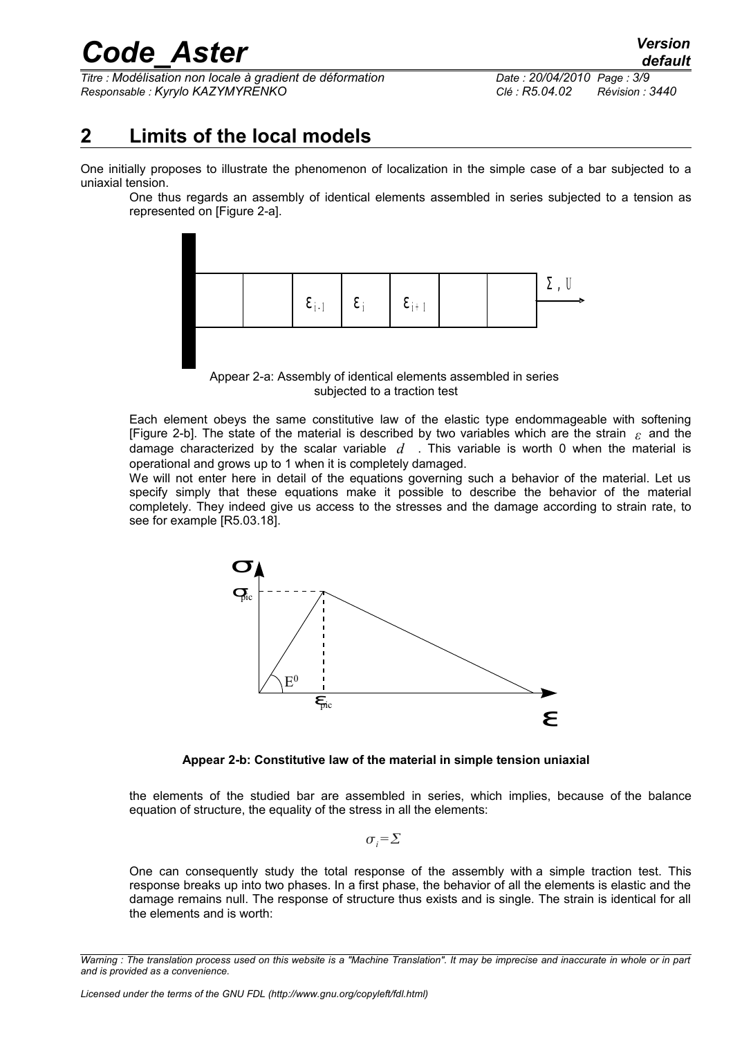## 2 Limits of the local models

One initially proposes to illustrate the phenomenon of localization in the simple case of a bar subjected to a uniaxial tension.

One thus regards an assembly of identical elements assembled in series subjected to a tension as represented on [Figure 2-a].

Appear 2-a: Assembly of identical elements assembled in series subjected to a traction test

Each element obeys the same constitutive law of the elastic type endommageable with softening [Figure 2-b]. The state of the material is described by two variables which are the strain $\varepsilon$ and the damage characterized by the scalar variable $d$. This variable is worth 0 when the material is operational and grows up to 1 when it is completely damaged.

We will not enter here in detail of the equations governing such a behavior of the material. Let us specify simply that these equations make it possible to describe the behavior of the material completely. They indeed give us access to the stresses and the damage according to strain rate, to see for example [R5.03.18].

**Appear 2-b: Constitutive law of the material in simple tension uniaxial**

the elements of the studied bar are assembled in series, which implies, because of the balance equation of structure, the equality of the stress in all the elements:

$$\sigma_i = \Sigma$$

One can consequently study the total response of the assembly with a simple traction test. This response breaks up into two phases. In a first phase, the behavior of all the elements is elastic and the damage remains null. The response of structure thus exists and is single. The strain is identical for all the elements and is worth: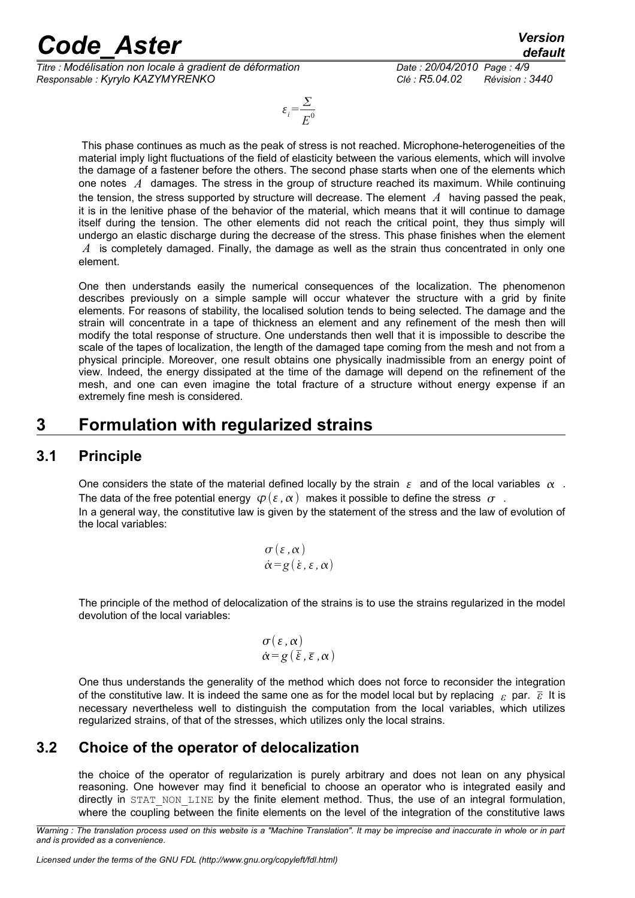$$\varepsilon_i = \frac{\Sigma}{E^0}$$

This phase continues as much as the peak of stress is not reached. Microphone-heterogeneities of the material imply light fluctuations of the field of elasticity between the various elements, which will involve the damage of a fastener before the others. The second phase starts when one of the elements which one notes $A$ damages. The stress in the group of structure reached its maximum. While continuing the tension, the stress supported by structure will decrease. The element $A$ having passed the peak, it is in the lenitive phase of the behavior of the material, which means that it will continue to damage itself during the tension. The other elements did not reach the critical point, they thus simply will undergo an elastic discharge during the decrease of the stress. This phase finishes when the element $A$ is completely damaged. Finally, the damage as well as the strain thus concentrated in only one element.

One then understands easily the numerical consequences of the localization. The phenomenon describes previously on a simple sample will occur whatever the structure with a grid by finite elements. For reasons of stability, the localised solution tends to being selected. The damage and the strain will concentrate in a tape of thickness an element and any refinement of the mesh then will modify the total response of structure. One understands then well that it is impossible to describe the scale of the tapes of localization, the length of the damaged tape coming from the mesh and not from a physical principle. Moreover, one result obtains one physically inadmissible from an energy point of view. Indeed, the energy dissipated at the time of the damage will depend on the refinement of the mesh, and one can even imagine the total fracture of a structure without energy expense if an extremely fine mesh is considered.

# 3 Formulation with regularized strains

## 3.1 Principle

One considers the state of the material defined locally by the strain $\varepsilon$ and of the local variables $\alpha$. The data of the free potential energy $\varphi(\varepsilon, \alpha)$ makes it possible to define the stress $\sigma$.
In a general way, the constitutive law is given by the statement of the stress and the law of evolution of the local variables:

$$\begin{aligned} &\sigma(\varepsilon, \alpha) \\ &\dot{\alpha} = g(\dot{\varepsilon}, \varepsilon, \alpha) \end{aligned}$$

The principle of the method of delocalization of the strains is to use the strains regularized in the model devolution of the local variables:

$$\begin{aligned} &\sigma(\varepsilon, \alpha) \\ &\dot{\alpha} = g(\dot{\bar{\varepsilon}}, \bar{\varepsilon}, \alpha) \end{aligned}$$

One thus understands the generality of the method which does not force to reconsider the integration of the constitutive law. It is indeed the same one as for the model local but by replacing $\varepsilon$ par. $\bar{\varepsilon}$ It is necessary nevertheless well to distinguish the computation from the local variables, which utilizes regularized strains, of that of the stresses, which utilizes only the local strains.

## 3.2 Choice of the operator of delocalization

the choice of the operator of regularization is purely arbitrary and does not lean on any physical reasoning. One however may find it beneficial to choose an operator who is integrated easily and directly in `STAT_NON_LINE` by the finite element method. Thus, the use of an integral formulation, where the coupling between the finite elements on the level of the integration of the constitutive laws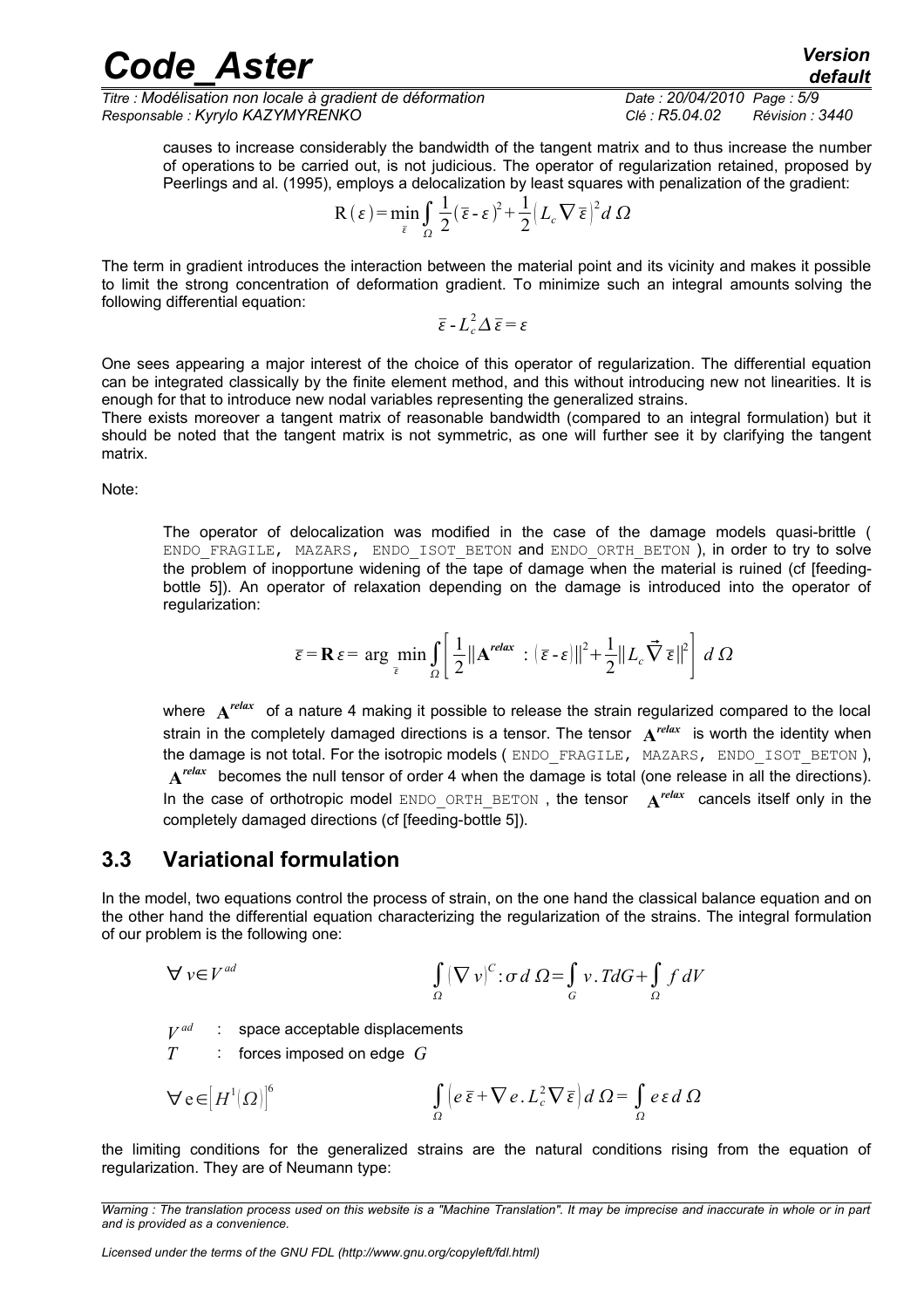causes to increase considerably the bandwidth of the tangent matrix and to thus increase the number of operations to be carried out, is not judicious. The operator of regularization retained, proposed by Peerlings and al. (1995), employs a delocalization by least squares with penalization of the gradient:

$$\mathrm{R}(\varepsilon)=\min_{\bar{\varepsilon}}\int_{\Omega}\frac{1}{2}(\bar{\varepsilon}-\varepsilon)^2+\frac{1}{2}\left(L_c\nabla\bar{\varepsilon}\right)^2 d\,\Omega$$

The term in gradient introduces the interaction between the material point and its vicinity and makes it possible to limit the strong concentration of deformation gradient. To minimize such an integral amounts solving the following differential equation:

$$\bar{\varepsilon}-L_c^2\Delta\bar{\varepsilon}=\varepsilon$$

One sees appearing a major interest of the choice of this operator of regularization. The differential equation can be integrated classically by the finite element method, and this without introducing new not linearities. It is enough for that to introduce new nodal variables representing the generalized strains.

There exists moreover a tangent matrix of reasonable bandwidth (compared to an integral formulation) but it should be noted that the tangent matrix is not symmetric, as one will further see it by clarifying the tangent matrix.

Note:

> The operator of delocalization was modified in the case of the damage models quasi-brittle ( ENDO_FRAGILE, MAZARS, ENDO_ISOT_BETON and ENDO_ORTH_BETON ), in order to try to solve the problem of inopportune widening of the tape of damage when the material is ruined (cf [feeding-bottle 5]). An operator of relaxation depending on the damage is introduced into the operator of regularization:
>
> $$\bar{\varepsilon}=\mathbf{R}\,\varepsilon=\arg\min_{\bar{\varepsilon}}\int_{\Omega}\left[\frac{1}{2}\left\|\mathbf{A}^{relax}:(\bar{\varepsilon}-\varepsilon)\right\|^2+\frac{1}{2}\left\|L_c\vec{\nabla}\,\bar{\varepsilon}\right\|^2\right]d\,\Omega$$
>
> where $\mathbf{A}^{relax}$ of a nature 4 making it possible to release the strain regularized compared to the local strain in the completely damaged directions is a tensor. The tensor $\mathbf{A}^{relax}$ is worth the identity when the damage is not total. For the isotropic models ( ENDO_FRAGILE, MAZARS, ENDO_ISOT_BETON ), $\mathbf{A}^{relax}$ becomes the null tensor of order 4 when the damage is total (one release in all the directions). In the case of orthotropic model ENDO_ORTH_BETON , the tensor $\mathbf{A}^{relax}$ cancels itself only in the completely damaged directions (cf [feeding-bottle 5]).

## 3.3 Variational formulation

In the model, two equations control the process of strain, on the one hand the classical balance equation and on the other hand the differential equation characterizing the regularization of the strains. The integral formulation of our problem is the following one:

$$\forall\, v\in V^{ad}\qquad\qquad \int_{\Omega}(\nabla v)^C:\sigma\, d\,\Omega=\int_{G}v.\,T dG+\int_{\Omega}f\, dV$$

$V^{ad}$ : space acceptable displacements

$T$ : forces imposed on edge $G$

$$\forall\, \mathrm{e}\in\left[H^1(\Omega)\right]^6\qquad\qquad \int_{\Omega}\left(e\,\bar{\varepsilon}+\nabla e.\,L_c^2\nabla\bar{\varepsilon}\right)d\,\Omega=\int_{\Omega}e\,\varepsilon\, d\,\Omega$$

the limiting conditions for the generalized strains are the natural conditions rising from the equation of regularization. They are of Neumann type: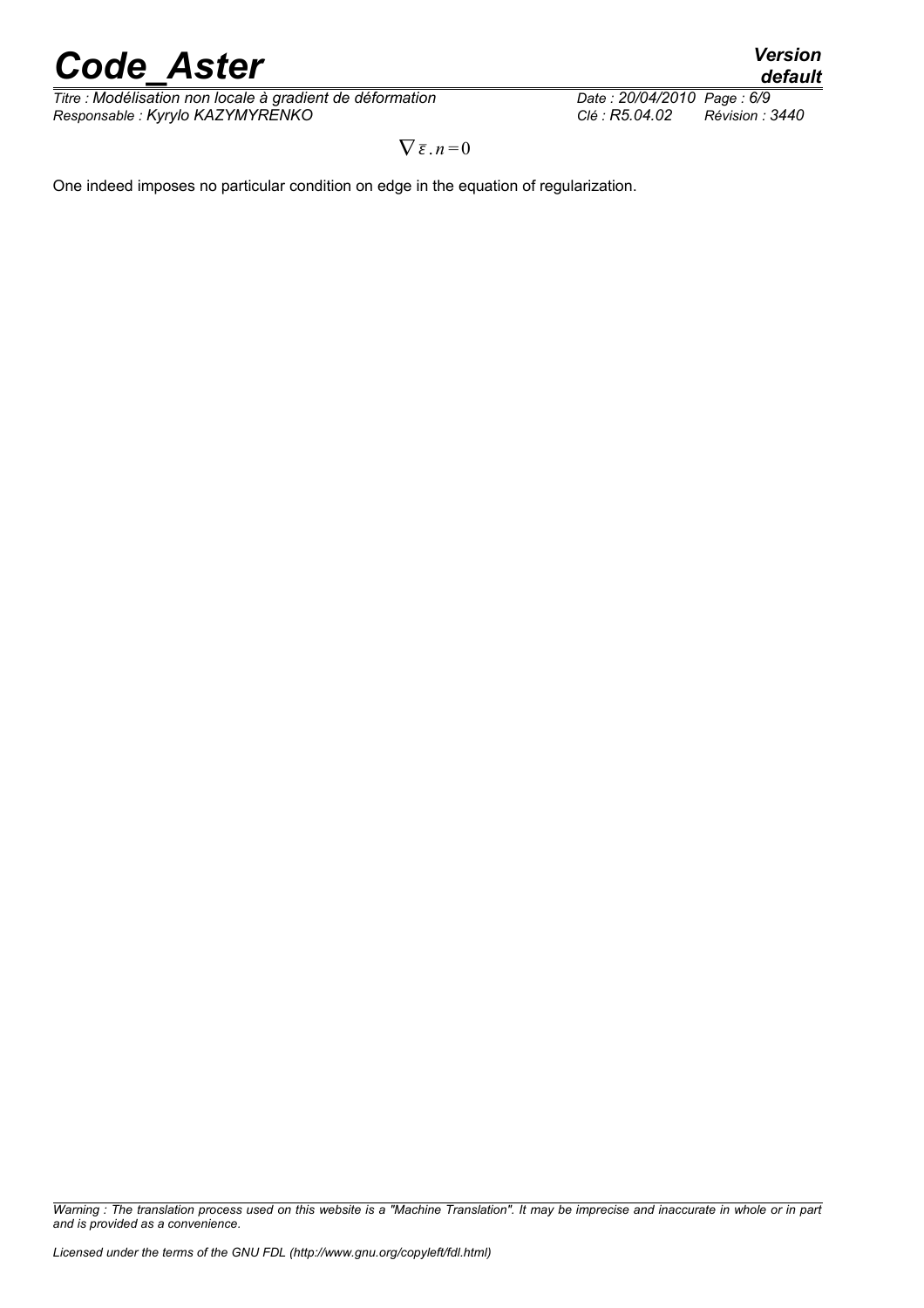$$\nabla \bar{\varepsilon} . n = 0$$

One indeed imposes no particular condition on edge in the equation of regularization.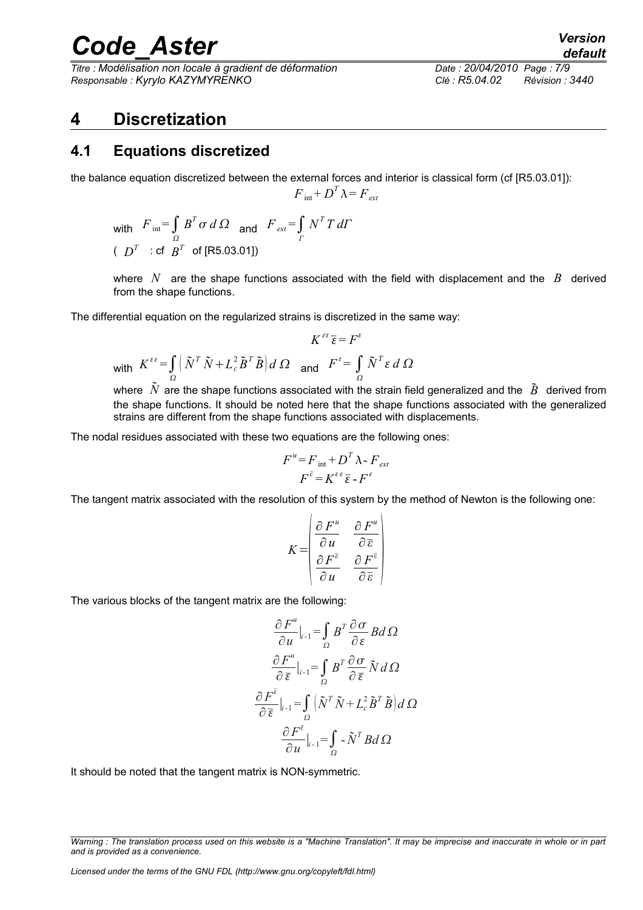# 4 Discretization

## 4.1 Equations discretized

the balance equation discretized between the external forces and interior is classical form (cf [R5.03.01]):

$$F_{\text{int}} + D^T \lambda = F_{ext}$$

with $F_{\text{int}} = \int_{\Omega} B^T \sigma \, d\Omega$ and $F_{ext} = \int_{\Gamma} N^T T \, d\Gamma$

( $D^T$ : cf $B^T$ of [R5.03.01])

where $N$ are the shape functions associated with the field with displacement and the $B$ derived from the shape functions.

The differential equation on the regularized strains is discretized in the same way:

$$K^{\varepsilon\varepsilon} \bar{\varepsilon} = F^{\varepsilon}$$

with $K^{\varepsilon\varepsilon} = \int_{\Omega} \left( \tilde{N}^T \tilde{N} + L_c^2 \tilde{B}^T \tilde{B} \right) d\Omega$ and $F^{\varepsilon} = \int_{\Omega} \tilde{N}^T \varepsilon \, d\Omega$

where $\tilde{N}$ are the shape functions associated with the strain field generalized and the $\tilde{B}$ derived from the shape functions. It should be noted here that the shape functions associated with the generalized strains are different from the shape functions associated with displacements.

The nodal residues associated with these two equations are the following ones:

$$F^u = F_{\text{int}} + D^T \lambda - F_{ext}$$

$$F^{\bar{\varepsilon}} = K^{\varepsilon\varepsilon} \bar{\varepsilon} - F^{\varepsilon}$$

The tangent matrix associated with the resolution of this system by the method of Newton is the following one:

$$K = \begin{pmatrix} \dfrac{\partial F^u}{\partial u} & \dfrac{\partial F^u}{\partial \bar{\varepsilon}} \\ \dfrac{\partial F^{\bar{\varepsilon}}}{\partial u} & \dfrac{\partial F^{\bar{\varepsilon}}}{\partial \bar{\varepsilon}} \end{pmatrix}$$

The various blocks of the tangent matrix are the following:

$$\frac{\partial F^u}{\partial u}\Big|_{i-1} = \int_{\Omega} B^T \frac{\partial \sigma}{\partial \varepsilon} B d\Omega$$

$$\frac{\partial F^u}{\partial \bar{\varepsilon}}\Big|_{i-1} = \int_{\Omega} B^T \frac{\partial \sigma}{\partial \bar{\varepsilon}} \tilde{N} \, d\Omega$$

$$\frac{\partial F^{\bar{\varepsilon}}}{\partial \bar{\varepsilon}}\Big|_{i-1} = \int_{\Omega} \left( \tilde{N}^T \tilde{N} + L_c^2 \tilde{B}^T \tilde{B} \right) d\Omega$$

$$\frac{\partial F^{\bar{\varepsilon}}}{\partial u}\Big|_{i-1} = \int_{\Omega} - \tilde{N}^T B d\Omega$$

It should be noted that the tangent matrix is NON-symmetric.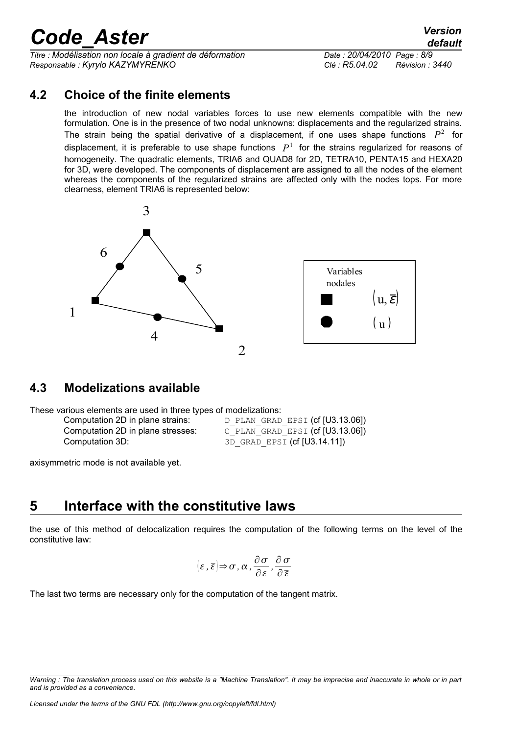## 4.2 Choice of the finite elements

the introduction of new nodal variables forces to use new elements compatible with the new formulation. One is in the presence of two nodal unknowns: displacements and the regularized strains. The strain being the spatial derivative of a displacement, if one uses shape functions $P^2$ for displacement, it is preferable to use shape functions $P^1$ for the strains regularized for reasons of homogeneity. The quadratic elements, TRIA6 and QUAD8 for 2D, TETRA10, PENTA15 and HEXA20 for 3D, were developed. The components of displacement are assigned to all the nodes of the element whereas the components of the regularized strains are affected only with the nodes tops. For more clearness, element TRIA6 is represented below:

Variables nodales

■ $(u, \bar{\varepsilon})$

● $(u)$

## 4.3 Modelizations available

These various elements are used in three types of modelizations:

| | |
|---|---|
| Computation 2D in plane strains: | D_PLAN_GRAD_EPSI (cf [U3.13.06]) |
| Computation 2D in plane stresses: | C_PLAN_GRAD_EPSI (cf [U3.13.06]) |
| Computation 3D: | 3D_GRAD_EPSI (cf [U3.14.11]) |

axisymmetric mode is not available yet.

# 5 Interface with the constitutive laws

the use of this method of delocalization requires the computation of the following terms on the level of the constitutive law:

$$(\varepsilon, \bar{\varepsilon}) \Rightarrow \sigma, \alpha, \frac{\partial \sigma}{\partial \varepsilon}, \frac{\partial \sigma}{\partial \bar{\varepsilon}}$$

The last two terms are necessary only for the computation of the tangent matrix.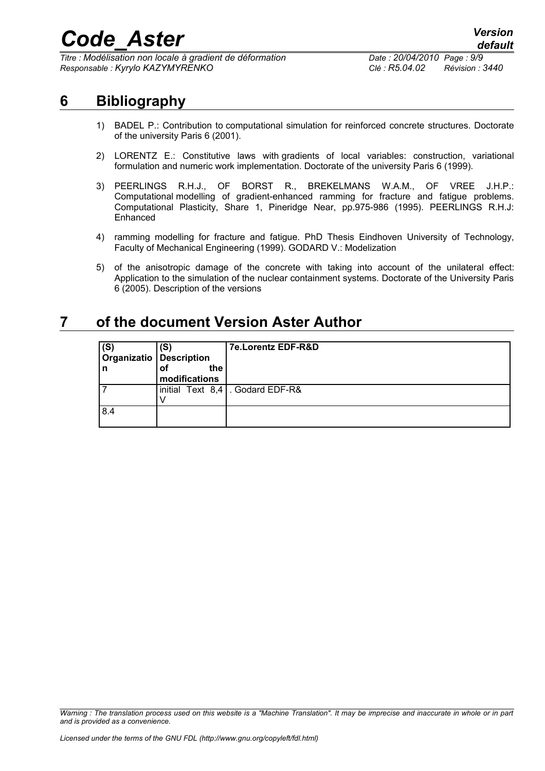# 6 Bibliography

1) BADEL P.: Contribution to computational simulation for reinforced concrete structures. Doctorate of the university Paris 6 (2001).

2) LORENTZ E.: Constitutive laws with gradients of local variables: construction, variational formulation and numeric work implementation. Doctorate of the university Paris 6 (1999).

3) PEERLINGS R.H.J., OF BORST R., BREKELMANS W.A.M., OF VREE J.H.P.: Computational modelling of gradient-enhanced ramming for fracture and fatigue problems. Computational Plasticity, Share 1, Pineridge Near, pp.975-986 (1995). PEERLINGS R.H.J: Enhanced

4) ramming modelling for fracture and fatigue. PhD Thesis Eindhoven University of Technology, Faculty of Mechanical Engineering (1999). GODARD V.: Modelization

5) of the anisotropic damage of the concrete with taking into account of the unilateral effect: Application to the simulation of the nuclear containment systems. Doctorate of the University Paris 6 (2005). Description of the versions

# 7 of the document Version Aster Author

| (S) Organization | (S) Description of the modifications | 7e.Lorentz EDF-R&D |
|---|---|---|
| 7 | initial Text 8,4 V | . Godard EDF-R& |
| 8.4 | | |